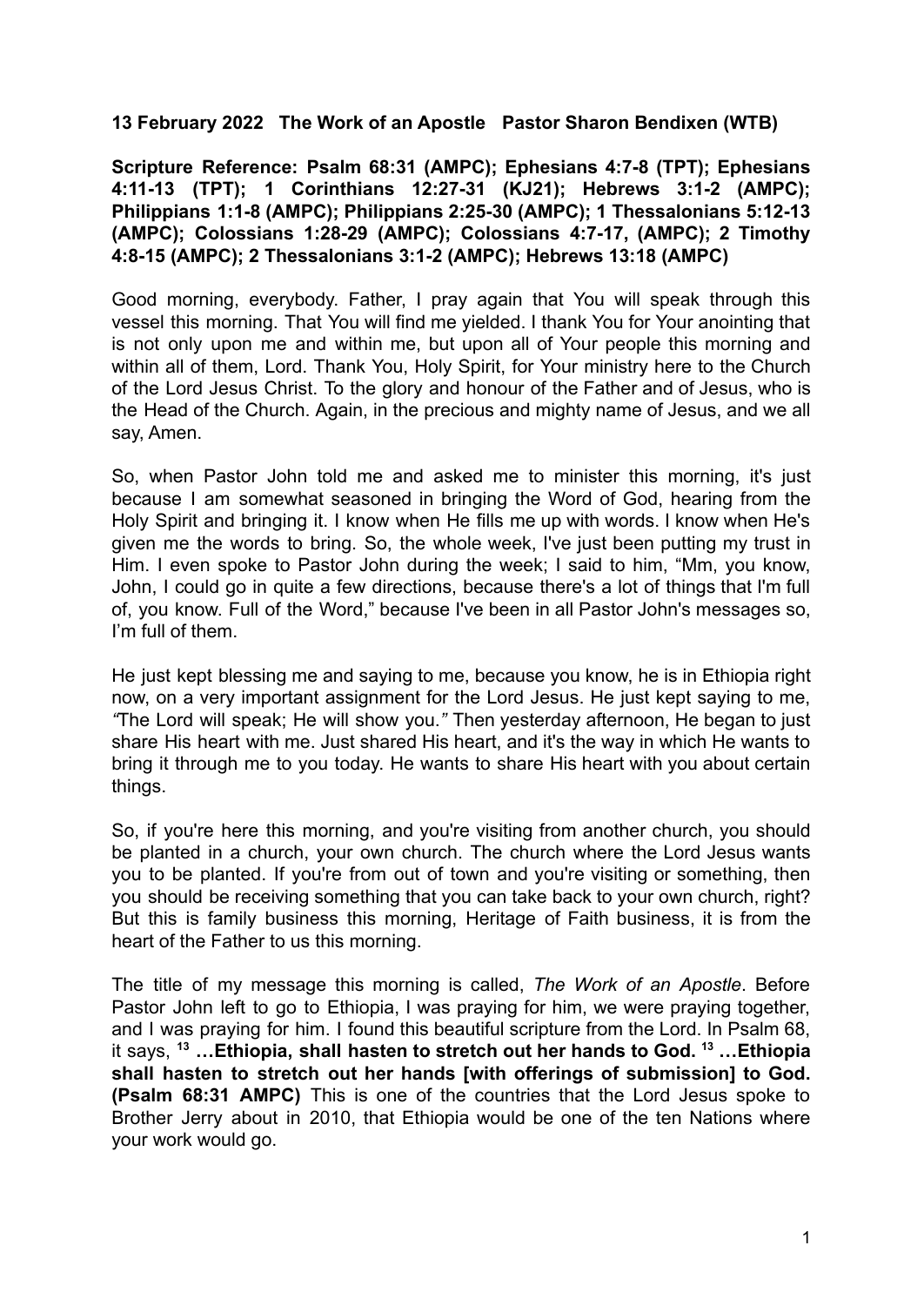**13 February 2022 The Work of an Apostle Pastor Sharon Bendixen (WTB)**

**Scripture Reference: Psalm 68:31 (AMPC); Ephesians 4:7-8 (TPT); Ephesians 4:11-13 (TPT); 1 Corinthians 12:27-31 (KJ21); Hebrews 3:1-2 (AMPC); Philippians 1:1-8 (AMPC); Philippians 2:25-30 (AMPC); 1 Thessalonians 5:12-13 (AMPC); Colossians 1:28-29 (AMPC); Colossians 4:7-17, (AMPC); 2 Timothy 4:8-15 (AMPC); 2 Thessalonians 3:1-2 (AMPC); Hebrews 13:18 (AMPC)**

Good morning, everybody. Father, I pray again that You will speak through this vessel this morning. That You will find me yielded. I thank You for Your anointing that is not only upon me and within me, but upon all of Your people this morning and within all of them, Lord. Thank You, Holy Spirit, for Your ministry here to the Church of the Lord Jesus Christ. To the glory and honour of the Father and of Jesus, who is the Head of the Church. Again, in the precious and mighty name of Jesus, and we all say, Amen.

So, when Pastor John told me and asked me to minister this morning, it's just because I am somewhat seasoned in bringing the Word of God, hearing from the Holy Spirit and bringing it. I know when He fills me up with words. I know when He's given me the words to bring. So, the whole week, I've just been putting my trust in Him. I even spoke to Pastor John during the week; I said to him, "Mm, you know, John, I could go in quite a few directions, because there's a lot of things that I'm full of, you know. Full of the Word," because I've been in all Pastor John's messages so, I'm full of them.

He just kept blessing me and saying to me, because you know, he is in Ethiopia right now, on a very important assignment for the Lord Jesus. He just kept saying to me, *"*The Lord will speak; He will show you.*"* Then yesterday afternoon, He began to just share His heart with me. Just shared His heart, and it's the way in which He wants to bring it through me to you today. He wants to share His heart with you about certain things.

So, if you're here this morning, and you're visiting from another church, you should be planted in a church, your own church. The church where the Lord Jesus wants you to be planted. If you're from out of town and you're visiting or something, then you should be receiving something that you can take back to your own church, right? But this is family business this morning, Heritage of Faith business, it is from the heart of the Father to us this morning.

The title of my message this morning is called, *The Work of an Apostle*. Before Pastor John left to go to Ethiopia, I was praying for him, we were praying together, and I was praying for him. I found this beautiful scripture from the Lord. In Psalm 68, it says, **[13] …Ethiopia, shall hasten to stretch out her hands to God. [13] …Ethiopia shall hasten to stretch out her hands [with offerings of submission] to God. (Psalm 68:31 AMPC)** This is one of the countries that the Lord Jesus spoke to Brother Jerry about in 2010, that Ethiopia would be one of the ten Nations where your work would go.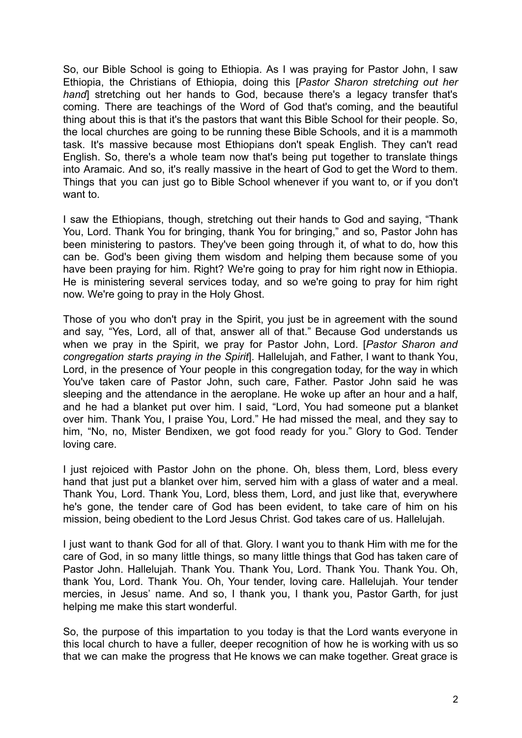So, our Bible School is going to Ethiopia. As I was praying for Pastor John, I saw Ethiopia, the Christians of Ethiopia, doing this [*Pastor Sharon stretching out her hand*] stretching out her hands to God, because there's a legacy transfer that's coming. There are teachings of the Word of God that's coming, and the beautiful thing about this is that it's the pastors that want this Bible School for their people. So, the local churches are going to be running these Bible Schools, and it is a mammoth task. It's massive because most Ethiopians don't speak English. They can't read English. So, there's a whole team now that's being put together to translate things into Aramaic. And so, it's really massive in the heart of God to get the Word to them. Things that you can just go to Bible School whenever if you want to, or if you don't want to.

I saw the Ethiopians, though, stretching out their hands to God and saying, "Thank You, Lord. Thank You for bringing, thank You for bringing," and so, Pastor John has been ministering to pastors. They've been going through it, of what to do, how this can be. God's been giving them wisdom and helping them because some of you have been praying for him. Right? We're going to pray for him right now in Ethiopia. He is ministering several services today, and so we're going to pray for him right now. We're going to pray in the Holy Ghost.

Those of you who don't pray in the Spirit, you just be in agreement with the sound and say, "Yes, Lord, all of that, answer all of that." Because God understands us when we pray in the Spirit, we pray for Pastor John, Lord. [*Pastor Sharon and congregation starts praying in the Spirit*]. Hallelujah, and Father, I want to thank You, Lord, in the presence of Your people in this congregation today, for the way in which You've taken care of Pastor John, such care, Father. Pastor John said he was sleeping and the attendance in the aeroplane. He woke up after an hour and a half, and he had a blanket put over him. I said, "Lord, You had someone put a blanket over him. Thank You, I praise You, Lord." He had missed the meal, and they say to him, "No, no, Mister Bendixen, we got food ready for you." Glory to God. Tender loving care.

I just rejoiced with Pastor John on the phone. Oh, bless them, Lord, bless every hand that just put a blanket over him, served him with a glass of water and a meal. Thank You, Lord. Thank You, Lord, bless them, Lord, and just like that, everywhere he's gone, the tender care of God has been evident, to take care of him on his mission, being obedient to the Lord Jesus Christ. God takes care of us. Hallelujah.

I just want to thank God for all of that. Glory. I want you to thank Him with me for the care of God, in so many little things, so many little things that God has taken care of Pastor John. Hallelujah. Thank You. Thank You, Lord. Thank You. Thank You. Oh, thank You, Lord. Thank You. Oh, Your tender, loving care. Hallelujah. Your tender mercies, in Jesus' name. And so, I thank you, I thank you, Pastor Garth, for just helping me make this start wonderful.

So, the purpose of this impartation to you today is that the Lord wants everyone in this local church to have a fuller, deeper recognition of how he is working with us so that we can make the progress that He knows we can make together. Great grace is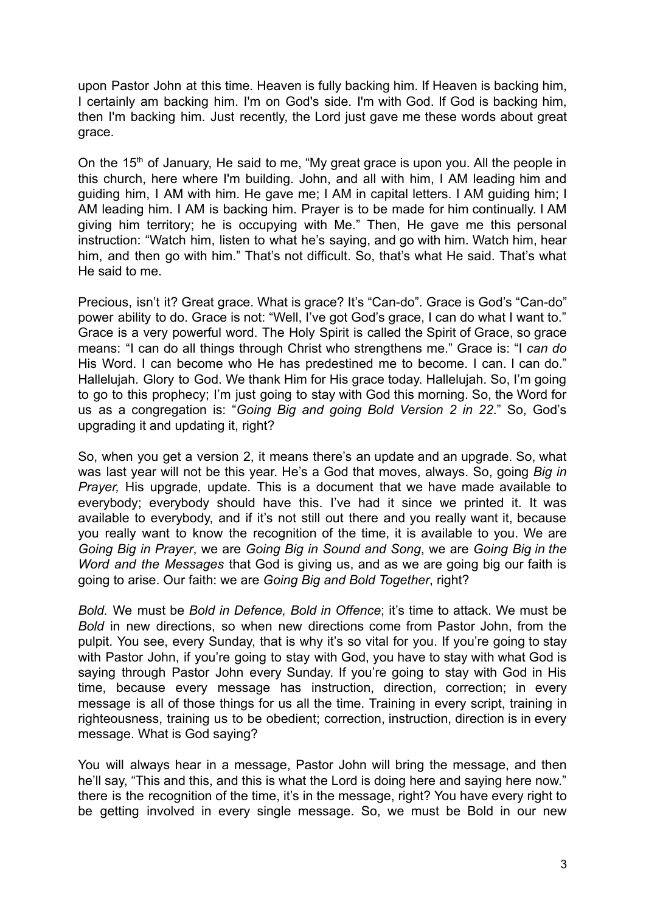upon Pastor John at this time. Heaven is fully backing him. If Heaven is backing him, I certainly am backing him. I'm on God's side. I'm with God. If God is backing him, then I'm backing him. Just recently, the Lord just gave me these words about great grace.

On the 15th of January, He said to me, "My great grace is upon you. All the people in this church, here where I'm building. John, and all with him, I AM leading him and guiding him, I AM with him. He gave me; I AM in capital letters. I AM guiding him; I AM leading him. I AM is backing him. Prayer is to be made for him continually. I AM giving him territory; he is occupying with Me." Then, He gave me this personal instruction: "Watch him, listen to what he's saying, and go with him. Watch him, hear him, and then go with him." That's not difficult. So, that's what He said. That's what He said to me.

Precious, isn't it? Great grace. What is grace? It's "Can-do". Grace is God's "Can-do" power ability to do. Grace is not: "Well, I've got God's grace, I can do what I want to." Grace is a very powerful word. The Holy Spirit is called the Spirit of Grace, so grace means: "I can do all things through Christ who strengthens me." Grace is: "I *can do* His Word. I can become who He has predestined me to become. I can. I can do." Hallelujah. Glory to God. We thank Him for His grace today. Hallelujah. So, I'm going to go to this prophecy; I'm just going to stay with God this morning. So, the Word for us as a congregation is: "*Going Big and going Bold Version 2 in 22*." So, God's upgrading it and updating it, right?

So, when you get a version 2, it means there's an update and an upgrade. So, what was last year will not be this year. He's a God that moves, always. So, going *Big in Prayer,* His upgrade, update. This is a document that we have made available to everybody; everybody should have this. I've had it since we printed it. It was available to everybody, and if it's not still out there and you really want it, because you really want to know the recognition of the time, it is available to you. We are *Going Big in Prayer*, we are *Going Big in Sound and Song*, we are *Going Big in the Word and the Messages* that God is giving us, and as we are going big our faith is going to arise. Our faith: we are *Going Big and Bold Together*, right?

*Bold.* We must be *Bold in Defence, Bold in Offence*; it's time to attack. We must be *Bold* in new directions, so when new directions come from Pastor John, from the pulpit. You see, every Sunday, that is why it's so vital for you. If you're going to stay with Pastor John, if you're going to stay with God, you have to stay with what God is saying through Pastor John every Sunday. If you're going to stay with God in His time, because every message has instruction, direction, correction; in every message is all of those things for us all the time. Training in every script, training in righteousness, training us to be obedient; correction, instruction, direction is in every message. What is God saying?

You will always hear in a message, Pastor John will bring the message, and then he'll say, "This and this, and this is what the Lord is doing here and saying here now." there is the recognition of the time, it's in the message, right? You have every right to be getting involved in every single message. So, we must be Bold in our new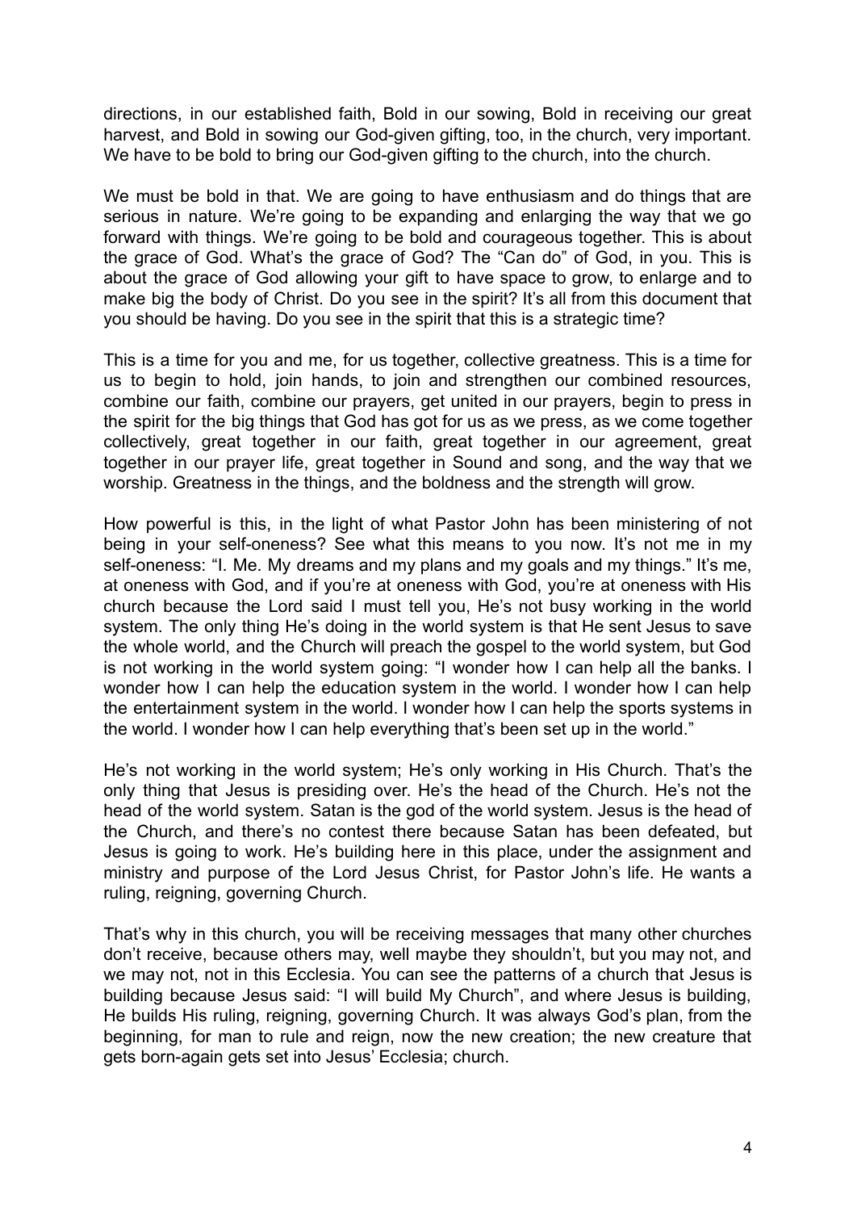directions, in our established faith, Bold in our sowing, Bold in receiving our great harvest, and Bold in sowing our God-given gifting, too, in the church, very important. We have to be bold to bring our God-given gifting to the church, into the church.

We must be bold in that. We are going to have enthusiasm and do things that are serious in nature. We're going to be expanding and enlarging the way that we go forward with things. We're going to be bold and courageous together. This is about the grace of God. What's the grace of God? The "Can do" of God, in you. This is about the grace of God allowing your gift to have space to grow, to enlarge and to make big the body of Christ. Do you see in the spirit? It's all from this document that you should be having. Do you see in the spirit that this is a strategic time?

This is a time for you and me, for us together, collective greatness. This is a time for us to begin to hold, join hands, to join and strengthen our combined resources, combine our faith, combine our prayers, get united in our prayers, begin to press in the spirit for the big things that God has got for us as we press, as we come together collectively, great together in our faith, great together in our agreement, great together in our prayer life, great together in Sound and song, and the way that we worship. Greatness in the things, and the boldness and the strength will grow.

How powerful is this, in the light of what Pastor John has been ministering of not being in your self-oneness? See what this means to you now. It's not me in my self-oneness: "I. Me. My dreams and my plans and my goals and my things." It's me, at oneness with God, and if you're at oneness with God, you're at oneness with His church because the Lord said I must tell you, He's not busy working in the world system. The only thing He's doing in the world system is that He sent Jesus to save the whole world, and the Church will preach the gospel to the world system, but God is not working in the world system going: "I wonder how I can help all the banks. I wonder how I can help the education system in the world. I wonder how I can help the entertainment system in the world. I wonder how I can help the sports systems in the world. I wonder how I can help everything that's been set up in the world."

He's not working in the world system; He's only working in His Church. That's the only thing that Jesus is presiding over. He's the head of the Church. He's not the head of the world system. Satan is the god of the world system. Jesus is the head of the Church, and there's no contest there because Satan has been defeated, but Jesus is going to work. He's building here in this place, under the assignment and ministry and purpose of the Lord Jesus Christ, for Pastor John's life. He wants a ruling, reigning, governing Church.

That's why in this church, you will be receiving messages that many other churches don't receive, because others may, well maybe they shouldn't, but you may not, and we may not, not in this Ecclesia. You can see the patterns of a church that Jesus is building because Jesus said: "I will build My Church", and where Jesus is building, He builds His ruling, reigning, governing Church. It was always God's plan, from the beginning, for man to rule and reign, now the new creation; the new creature that gets born-again gets set into Jesus' Ecclesia; church.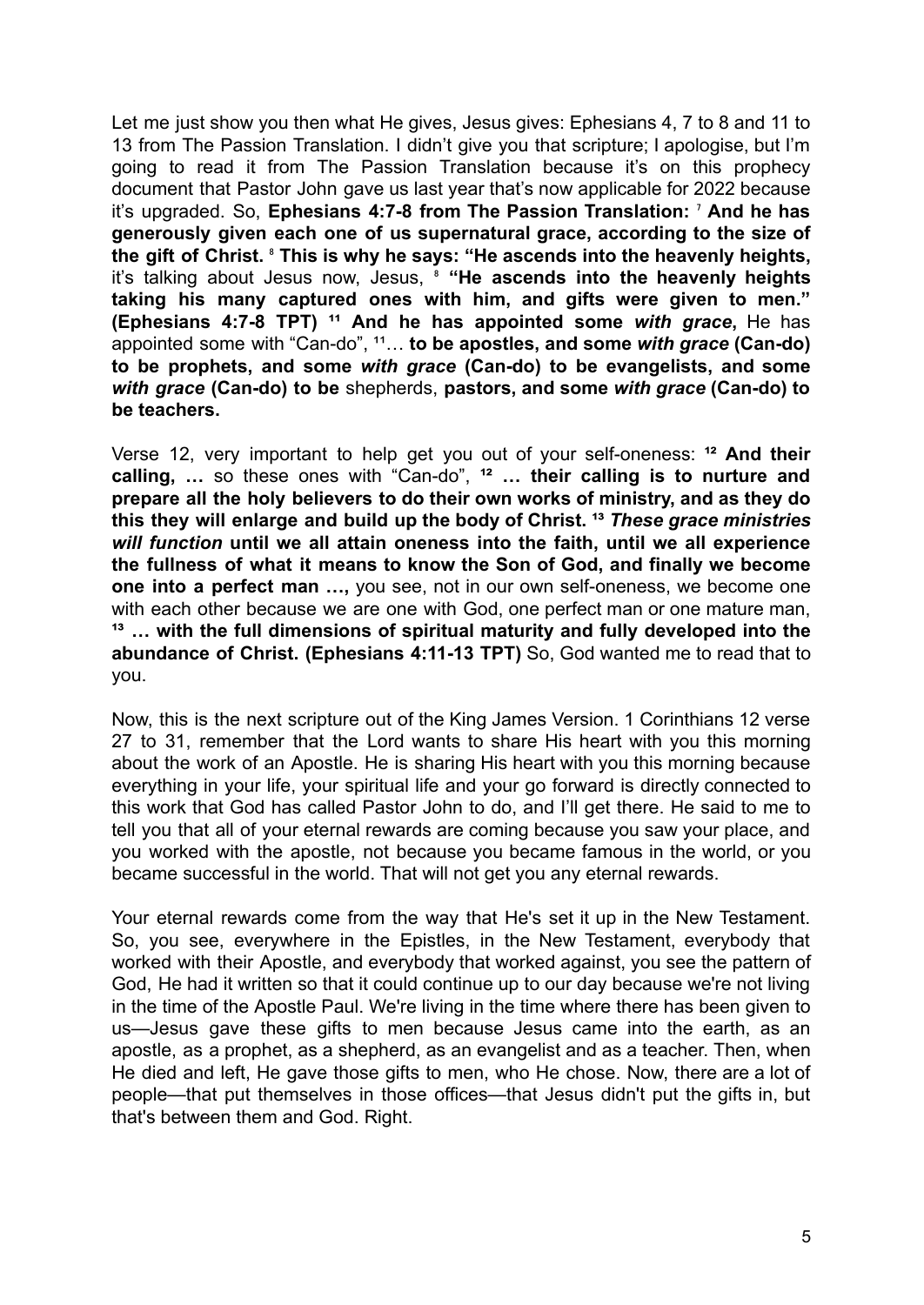Let me just show you then what He gives, Jesus gives: Ephesians 4, 7 to 8 and 11 to 13 from The Passion Translation. I didn't give you that scripture; I apologise, but I'm going to read it from The Passion Translation because it's on this prophecy document that Pastor John gave us last year that's now applicable for 2022 because it's upgraded. So, **Ephesians 4:7-8 from The Passion Translation:** [7] **And he has generously given each one of us supernatural grace, according to the size of the gift of Christ.** [8] **This is why he says: "He ascends into the heavenly heights,** it's talking about Jesus now, Jesus, [8] **"He ascends into the heavenly heights taking his many captured ones with him, and gifts were given to men." (Ephesians 4:7-8 TPT)** [11] **And he has appointed some** ***with grace*****,** He has appointed some with "Can-do", [11]… **to be apostles, and some** ***with grace*** **(Can-do) to be prophets, and some** ***with grace*** **(Can-do) to be evangelists, and some** ***with grace*** **(Can-do) to be** shepherds, **pastors, and some** ***with grace*** **(Can-do) to be teachers.**

Verse 12, very important to help get you out of your self-oneness: [12] **And their calling, …** so these ones with "Can-do", [12] **… their calling is to nurture and prepare all the holy believers to do their own works of ministry, and as they do this they will enlarge and build up the body of Christ.** [13] ***These grace ministries will function*** **until we all attain oneness into the faith, until we all experience the fullness of what it means to know the Son of God, and finally we become one into a perfect man …,** you see, not in our own self-oneness, we become one with each other because we are one with God, one perfect man or one mature man, [13] **… with the full dimensions of spiritual maturity and fully developed into the abundance of Christ. (Ephesians 4:11-13 TPT)** So, God wanted me to read that to you.

Now, this is the next scripture out of the King James Version. 1 Corinthians 12 verse 27 to 31, remember that the Lord wants to share His heart with you this morning about the work of an Apostle. He is sharing His heart with you this morning because everything in your life, your spiritual life and your go forward is directly connected to this work that God has called Pastor John to do, and I'll get there. He said to me to tell you that all of your eternal rewards are coming because you saw your place, and you worked with the apostle, not because you became famous in the world, or you became successful in the world. That will not get you any eternal rewards.

Your eternal rewards come from the way that He's set it up in the New Testament. So, you see, everywhere in the Epistles, in the New Testament, everybody that worked with their Apostle, and everybody that worked against, you see the pattern of God, He had it written so that it could continue up to our day because we're not living in the time of the Apostle Paul. We're living in the time where there has been given to us—Jesus gave these gifts to men because Jesus came into the earth, as an apostle, as a prophet, as a shepherd, as an evangelist and as a teacher. Then, when He died and left, He gave those gifts to men, who He chose. Now, there are a lot of people—that put themselves in those offices—that Jesus didn't put the gifts in, but that's between them and God. Right.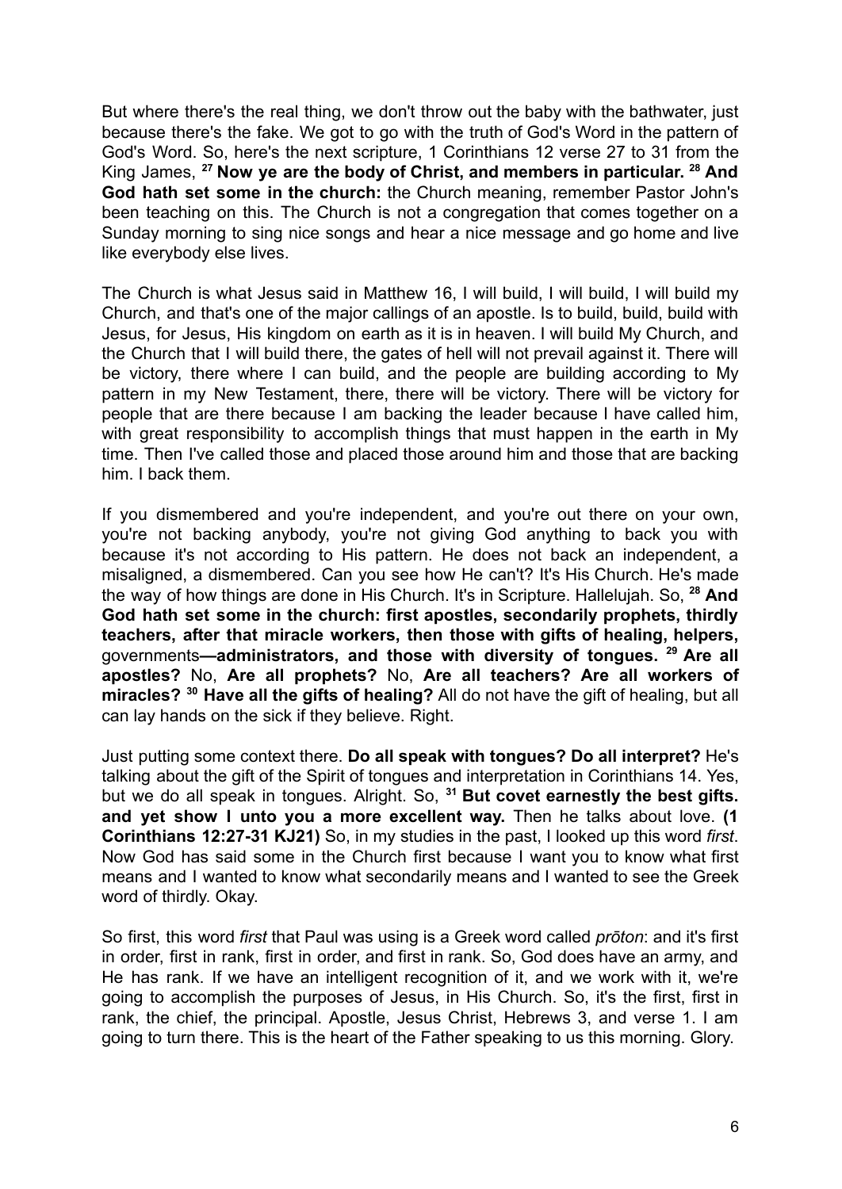But where there's the real thing, we don't throw out the baby with the bathwater, just because there's the fake. We got to go with the truth of God's Word in the pattern of God's Word. So, here's the next scripture, 1 Corinthians 12 verse 27 to 31 from the King James, [27] **Now ye are the body of Christ, and members in particular.** [28] **And God hath set some in the church:** the Church meaning, remember Pastor John's been teaching on this. The Church is not a congregation that comes together on a Sunday morning to sing nice songs and hear a nice message and go home and live like everybody else lives.

The Church is what Jesus said in Matthew 16, I will build, I will build, I will build my Church, and that's one of the major callings of an apostle. Is to build, build, build with Jesus, for Jesus, His kingdom on earth as it is in heaven. I will build My Church, and the Church that I will build there, the gates of hell will not prevail against it. There will be victory, there where I can build, and the people are building according to My pattern in my New Testament, there, there will be victory. There will be victory for people that are there because I am backing the leader because I have called him, with great responsibility to accomplish things that must happen in the earth in My time. Then I've called those and placed those around him and those that are backing him. I back them.

If you dismembered and you're independent, and you're out there on your own, you're not backing anybody, you're not giving God anything to back you with because it's not according to His pattern. He does not back an independent, a misaligned, a dismembered. Can you see how He can't? It's His Church. He's made the way of how things are done in His Church. It's in Scripture. Hallelujah. So, [28] **And God hath set some in the church: first apostles, secondarily prophets, thirdly teachers, after that miracle workers, then those with gifts of healing, helpers,** governments**—administrators, and those with diversity of tongues.** [29] **Are all apostles?** No, **Are all prophets?** No, **Are all teachers? Are all workers of miracles?** [30] **Have all the gifts of healing?** All do not have the gift of healing, but all can lay hands on the sick if they believe. Right.

Just putting some context there. **Do all speak with tongues? Do all interpret?** He's talking about the gift of the Spirit of tongues and interpretation in Corinthians 14. Yes, but we do all speak in tongues. Alright. So, [31] **But covet earnestly the best gifts. and yet show I unto you a more excellent way.** Then he talks about love. **(1 Corinthians 12:27-31 KJ21)** So, in my studies in the past, I looked up this word *first*. Now God has said some in the Church first because I want you to know what first means and I wanted to know what secondarily means and I wanted to see the Greek word of thirdly. Okay.

So first, this word *first* that Paul was using is a Greek word called *prōton*: and it's first in order, first in rank, first in order, and first in rank. So, God does have an army, and He has rank. If we have an intelligent recognition of it, and we work with it, we're going to accomplish the purposes of Jesus, in His Church. So, it's the first, first in rank, the chief, the principal. Apostle, Jesus Christ, Hebrews 3, and verse 1. I am going to turn there. This is the heart of the Father speaking to us this morning. Glory.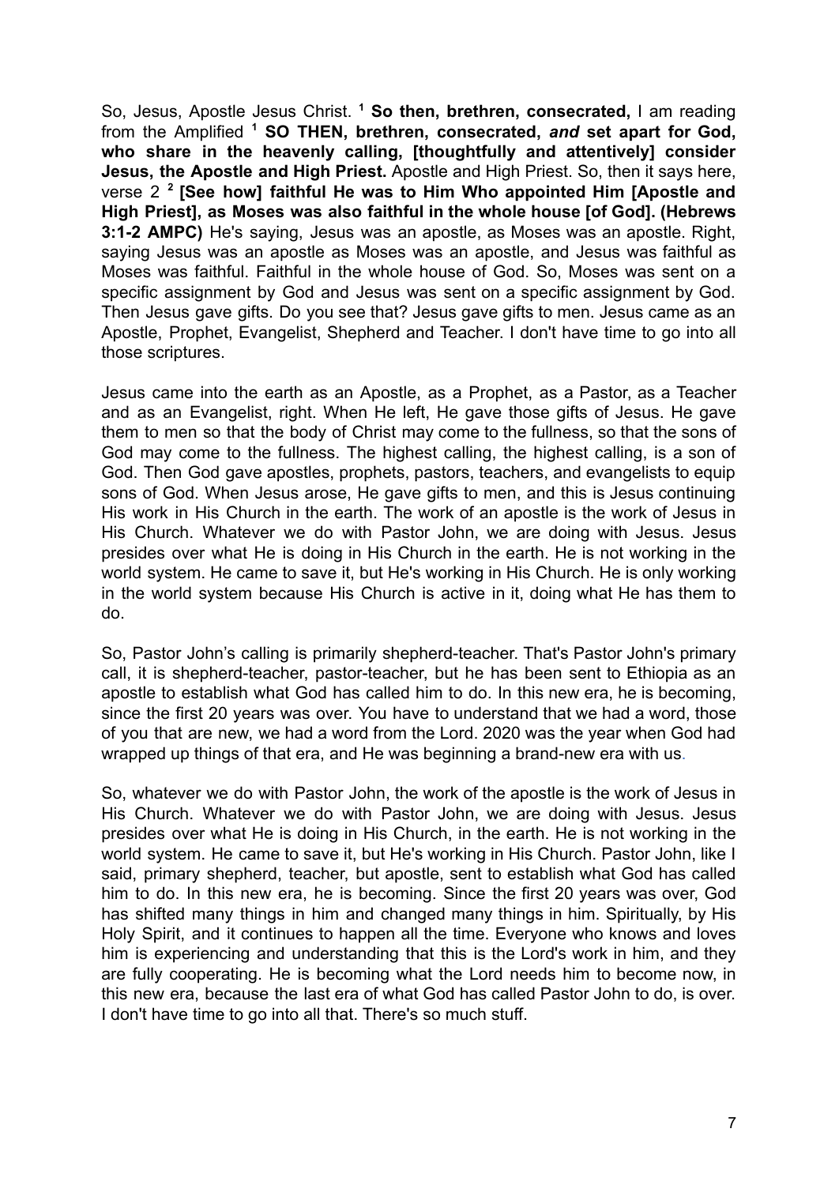So, Jesus, Apostle Jesus Christ. [1] **So then, brethren, consecrated,** I am reading from the Amplified [1] **SO THEN, brethren, consecrated, *and* set apart for God, who share in the heavenly calling, [thoughtfully and attentively] consider Jesus, the Apostle and High Priest.** Apostle and High Priest. So, then it says here, verse 2 [2] **[See how] faithful He was to Him Who appointed Him [Apostle and High Priest], as Moses was also faithful in the whole house [of God]. (Hebrews 3:1-2 AMPC)** He's saying, Jesus was an apostle, as Moses was an apostle. Right, saying Jesus was an apostle as Moses was an apostle, and Jesus was faithful as Moses was faithful. Faithful in the whole house of God. So, Moses was sent on a specific assignment by God and Jesus was sent on a specific assignment by God. Then Jesus gave gifts. Do you see that? Jesus gave gifts to men. Jesus came as an Apostle, Prophet, Evangelist, Shepherd and Teacher. I don't have time to go into all those scriptures.

Jesus came into the earth as an Apostle, as a Prophet, as a Pastor, as a Teacher and as an Evangelist, right. When He left, He gave those gifts of Jesus. He gave them to men so that the body of Christ may come to the fullness, so that the sons of God may come to the fullness. The highest calling, the highest calling, is a son of God. Then God gave apostles, prophets, pastors, teachers, and evangelists to equip sons of God. When Jesus arose, He gave gifts to men, and this is Jesus continuing His work in His Church in the earth. The work of an apostle is the work of Jesus in His Church. Whatever we do with Pastor John, we are doing with Jesus. Jesus presides over what He is doing in His Church in the earth. He is not working in the world system. He came to save it, but He's working in His Church. He is only working in the world system because His Church is active in it, doing what He has them to do.

So, Pastor John's calling is primarily shepherd-teacher. That's Pastor John's primary call, it is shepherd-teacher, pastor-teacher, but he has been sent to Ethiopia as an apostle to establish what God has called him to do. In this new era, he is becoming, since the first 20 years was over. You have to understand that we had a word, those of you that are new, we had a word from the Lord. 2020 was the year when God had wrapped up things of that era, and He was beginning a brand-new era with us.

So, whatever we do with Pastor John, the work of the apostle is the work of Jesus in His Church. Whatever we do with Pastor John, we are doing with Jesus. Jesus presides over what He is doing in His Church, in the earth. He is not working in the world system. He came to save it, but He's working in His Church. Pastor John, like I said, primary shepherd, teacher, but apostle, sent to establish what God has called him to do. In this new era, he is becoming. Since the first 20 years was over, God has shifted many things in him and changed many things in him. Spiritually, by His Holy Spirit, and it continues to happen all the time. Everyone who knows and loves him is experiencing and understanding that this is the Lord's work in him, and they are fully cooperating. He is becoming what the Lord needs him to become now, in this new era, because the last era of what God has called Pastor John to do, is over. I don't have time to go into all that. There's so much stuff.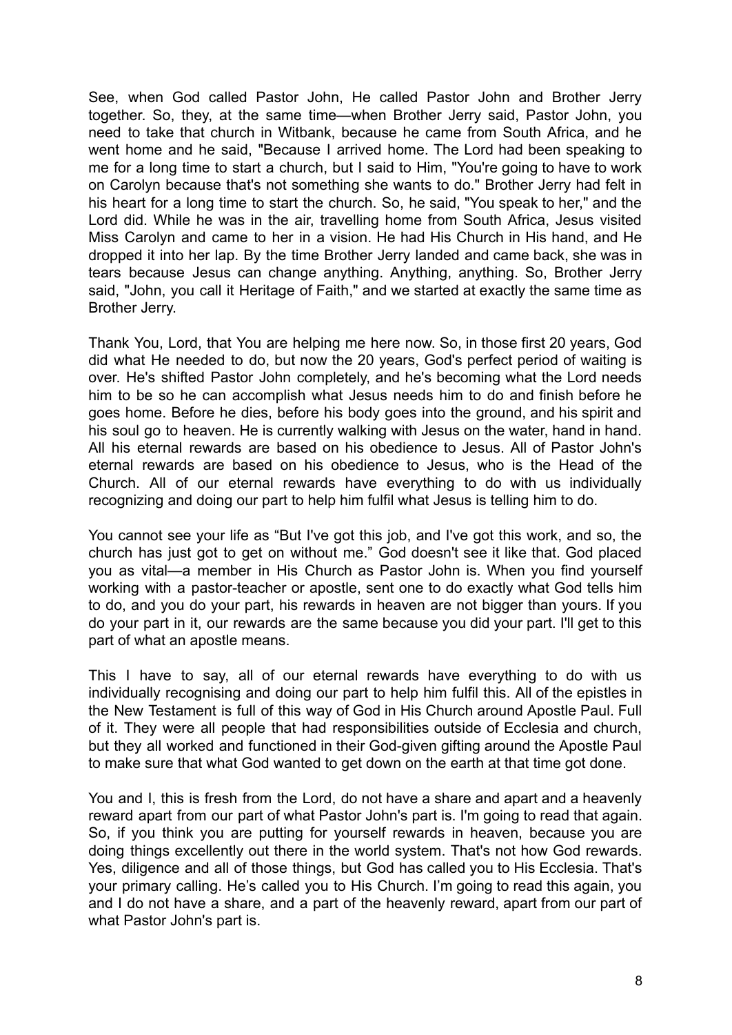See, when God called Pastor John, He called Pastor John and Brother Jerry together. So, they, at the same time—when Brother Jerry said, Pastor John, you need to take that church in Witbank, because he came from South Africa, and he went home and he said, "Because I arrived home. The Lord had been speaking to me for a long time to start a church, but I said to Him, "You're going to have to work on Carolyn because that's not something she wants to do." Brother Jerry had felt in his heart for a long time to start the church. So, he said, "You speak to her," and the Lord did. While he was in the air, travelling home from South Africa, Jesus visited Miss Carolyn and came to her in a vision. He had His Church in His hand, and He dropped it into her lap. By the time Brother Jerry landed and came back, she was in tears because Jesus can change anything. Anything, anything. So, Brother Jerry said, "John, you call it Heritage of Faith," and we started at exactly the same time as Brother Jerry.

Thank You, Lord, that You are helping me here now. So, in those first 20 years, God did what He needed to do, but now the 20 years, God's perfect period of waiting is over. He's shifted Pastor John completely, and he's becoming what the Lord needs him to be so he can accomplish what Jesus needs him to do and finish before he goes home. Before he dies, before his body goes into the ground, and his spirit and his soul go to heaven. He is currently walking with Jesus on the water, hand in hand. All his eternal rewards are based on his obedience to Jesus. All of Pastor John's eternal rewards are based on his obedience to Jesus, who is the Head of the Church. All of our eternal rewards have everything to do with us individually recognizing and doing our part to help him fulfil what Jesus is telling him to do.

You cannot see your life as "But I've got this job, and I've got this work, and so, the church has just got to get on without me." God doesn't see it like that. God placed you as vital—a member in His Church as Pastor John is. When you find yourself working with a pastor-teacher or apostle, sent one to do exactly what God tells him to do, and you do your part, his rewards in heaven are not bigger than yours. If you do your part in it, our rewards are the same because you did your part. I'll get to this part of what an apostle means.

This I have to say, all of our eternal rewards have everything to do with us individually recognising and doing our part to help him fulfil this. All of the epistles in the New Testament is full of this way of God in His Church around Apostle Paul. Full of it. They were all people that had responsibilities outside of Ecclesia and church, but they all worked and functioned in their God-given gifting around the Apostle Paul to make sure that what God wanted to get down on the earth at that time got done.

You and I, this is fresh from the Lord, do not have a share and apart and a heavenly reward apart from our part of what Pastor John's part is. I'm going to read that again. So, if you think you are putting for yourself rewards in heaven, because you are doing things excellently out there in the world system. That's not how God rewards. Yes, diligence and all of those things, but God has called you to His Ecclesia. That's your primary calling. He's called you to His Church. I'm going to read this again, you and I do not have a share, and a part of the heavenly reward, apart from our part of what Pastor John's part is.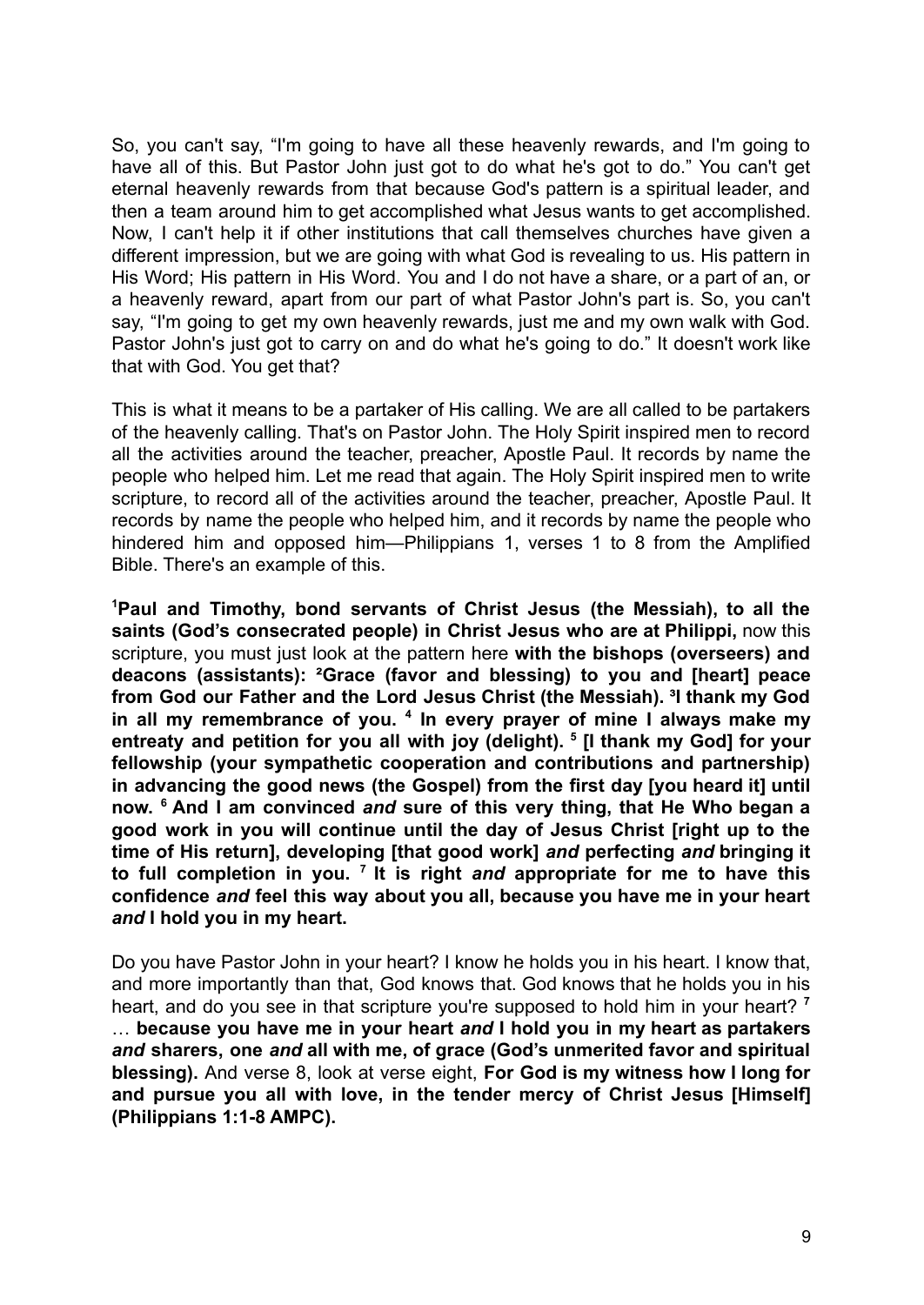So, you can't say, "I'm going to have all these heavenly rewards, and I'm going to have all of this. But Pastor John just got to do what he's got to do." You can't get eternal heavenly rewards from that because God's pattern is a spiritual leader, and then a team around him to get accomplished what Jesus wants to get accomplished. Now, I can't help it if other institutions that call themselves churches have given a different impression, but we are going with what God is revealing to us. His pattern in His Word; His pattern in His Word. You and I do not have a share, or a part of an, or a heavenly reward, apart from our part of what Pastor John's part is. So, you can't say, "I'm going to get my own heavenly rewards, just me and my own walk with God. Pastor John's just got to carry on and do what he's going to do." It doesn't work like that with God. You get that?

This is what it means to be a partaker of His calling. We are all called to be partakers of the heavenly calling. That's on Pastor John. The Holy Spirit inspired men to record all the activities around the teacher, preacher, Apostle Paul. It records by name the people who helped him. Let me read that again. The Holy Spirit inspired men to write scripture, to record all of the activities around the teacher, preacher, Apostle Paul. It records by name the people who helped him, and it records by name the people who hindered him and opposed him—Philippians 1, verses 1 to 8 from the Amplified Bible. There's an example of this.

**[1]Paul and Timothy, bond servants of Christ Jesus (the Messiah), to all the saints (God's consecrated people) in Christ Jesus who are at Philippi,** now this scripture, you must just look at the pattern here **with the bishops (overseers) and deacons (assistants): [2]Grace (favor and blessing) to you and [heart] peace from God our Father and the Lord Jesus Christ (the Messiah). [3]I thank my God in all my remembrance of you. [4] In every prayer of mine I always make my entreaty and petition for you all with joy (delight). [5] [I thank my God] for your fellowship (your sympathetic cooperation and contributions and partnership) in advancing the good news (the Gospel) from the first day [you heard it] until now. [6] And I am convinced *and* sure of this very thing, that He Who began a good work in you will continue until the day of Jesus Christ [right up to the time of His return], developing [that good work] *and* perfecting *and* bringing it to full completion in you. [7] It is right *and* appropriate for me to have this confidence *and* feel this way about you all, because you have me in your heart *and* I hold you in my heart.**

Do you have Pastor John in your heart? I know he holds you in his heart. I know that, and more importantly than that, God knows that. God knows that he holds you in his heart, and do you see in that scripture you're supposed to hold him in your heart? [7] … **because you have me in your heart *and* I hold you in my heart as partakers *and* sharers, one *and* all with me, of grace (God's unmerited favor and spiritual blessing).** And verse 8, look at verse eight, **For God is my witness how I long for and pursue you all with love, in the tender mercy of Christ Jesus [Himself] (Philippians 1:1-8 AMPC).**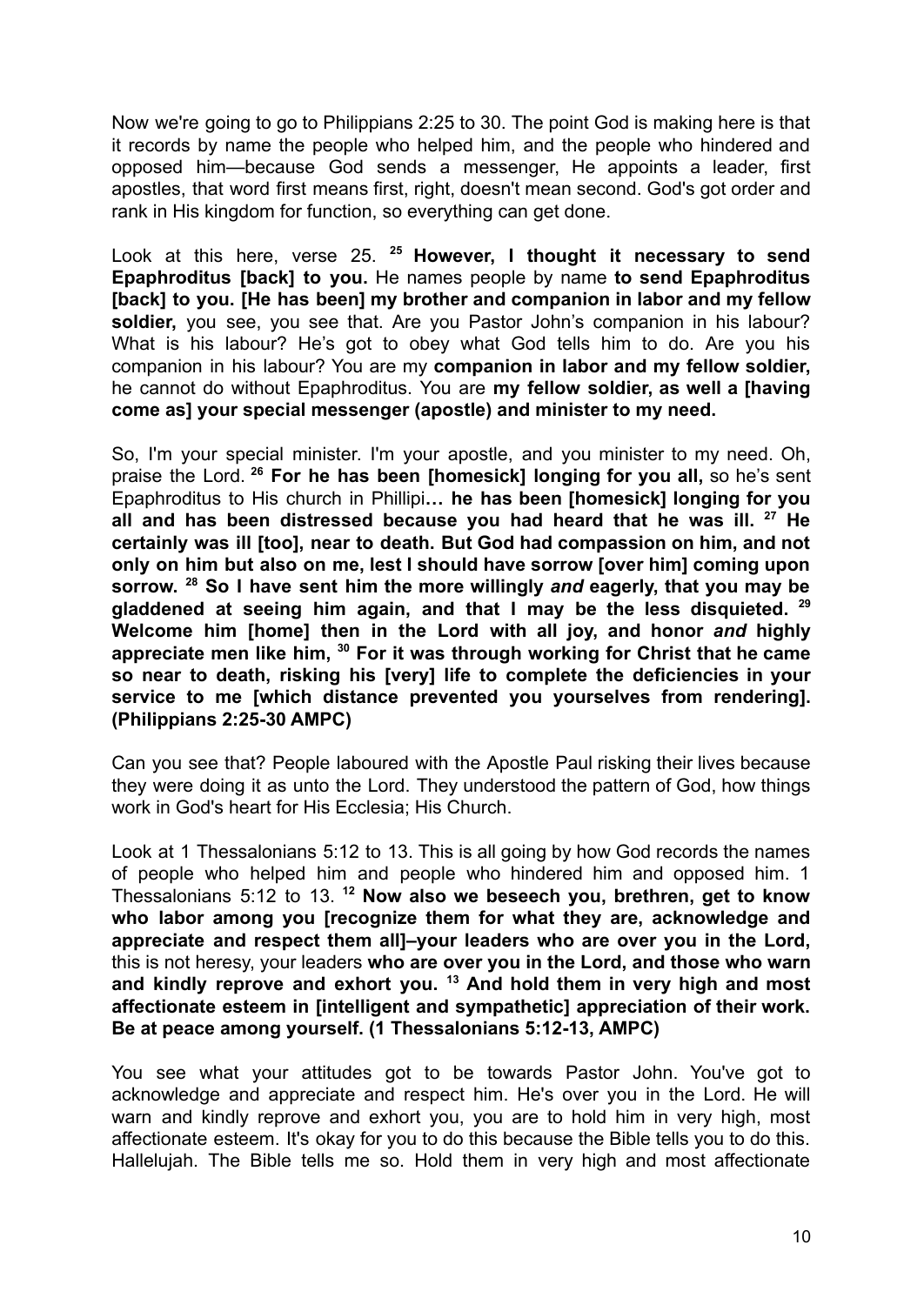Now we're going to go to Philippians 2:25 to 30. The point God is making here is that it records by name the people who helped him, and the people who hindered and opposed him—because God sends a messenger, He appoints a leader, first apostles, that word first means first, right, doesn't mean second. God's got order and rank in His kingdom for function, so everything can get done.

Look at this here, verse 25. [25] **However, I thought it necessary to send Epaphroditus [back] to you.** He names people by name **to send Epaphroditus [back] to you. [He has been] my brother and companion in labor and my fellow soldier,** you see, you see that. Are you Pastor John's companion in his labour? What is his labour? He's got to obey what God tells him to do. Are you his companion in his labour? You are my **companion in labor and my fellow soldier,** he cannot do without Epaphroditus. You are **my fellow soldier, as well a [having come as] your special messenger (apostle) and minister to my need.**

So, I'm your special minister. I'm your apostle, and you minister to my need. Oh, praise the Lord. [26] **For he has been [homesick] longing for you all,** so he's sent Epaphroditus to His church in Phillipi**… he has been [homesick] longing for you all and has been distressed because you had heard that he was ill. [27] He certainly was ill [too], near to death. But God had compassion on him, and not only on him but also on me, lest I should have sorrow [over him] coming upon sorrow. [28] So I have sent him the more willingly *and* eagerly, that you may be gladdened at seeing him again, and that I may be the less disquieted. [29] Welcome him [home] then in the Lord with all joy, and honor *and* highly appreciate men like him, [30] For it was through working for Christ that he came so near to death, risking his [very] life to complete the deficiencies in your service to me [which distance prevented you yourselves from rendering]. (Philippians 2:25-30 AMPC)**

Can you see that? People laboured with the Apostle Paul risking their lives because they were doing it as unto the Lord. They understood the pattern of God, how things work in God's heart for His Ecclesia; His Church.

Look at 1 Thessalonians 5:12 to 13. This is all going by how God records the names of people who helped him and people who hindered him and opposed him. 1 Thessalonians 5:12 to 13. [12] **Now also we beseech you, brethren, get to know who labor among you [recognize them for what they are, acknowledge and appreciate and respect them all]–your leaders who are over you in the Lord,** this is not heresy, your leaders **who are over you in the Lord, and those who warn and kindly reprove and exhort you. [13] And hold them in very high and most affectionate esteem in [intelligent and sympathetic] appreciation of their work. Be at peace among yourself. (1 Thessalonians 5:12-13, AMPC)**

You see what your attitudes got to be towards Pastor John. You've got to acknowledge and appreciate and respect him. He's over you in the Lord. He will warn and kindly reprove and exhort you, you are to hold him in very high, most affectionate esteem. It's okay for you to do this because the Bible tells you to do this. Hallelujah. The Bible tells me so. Hold them in very high and most affectionate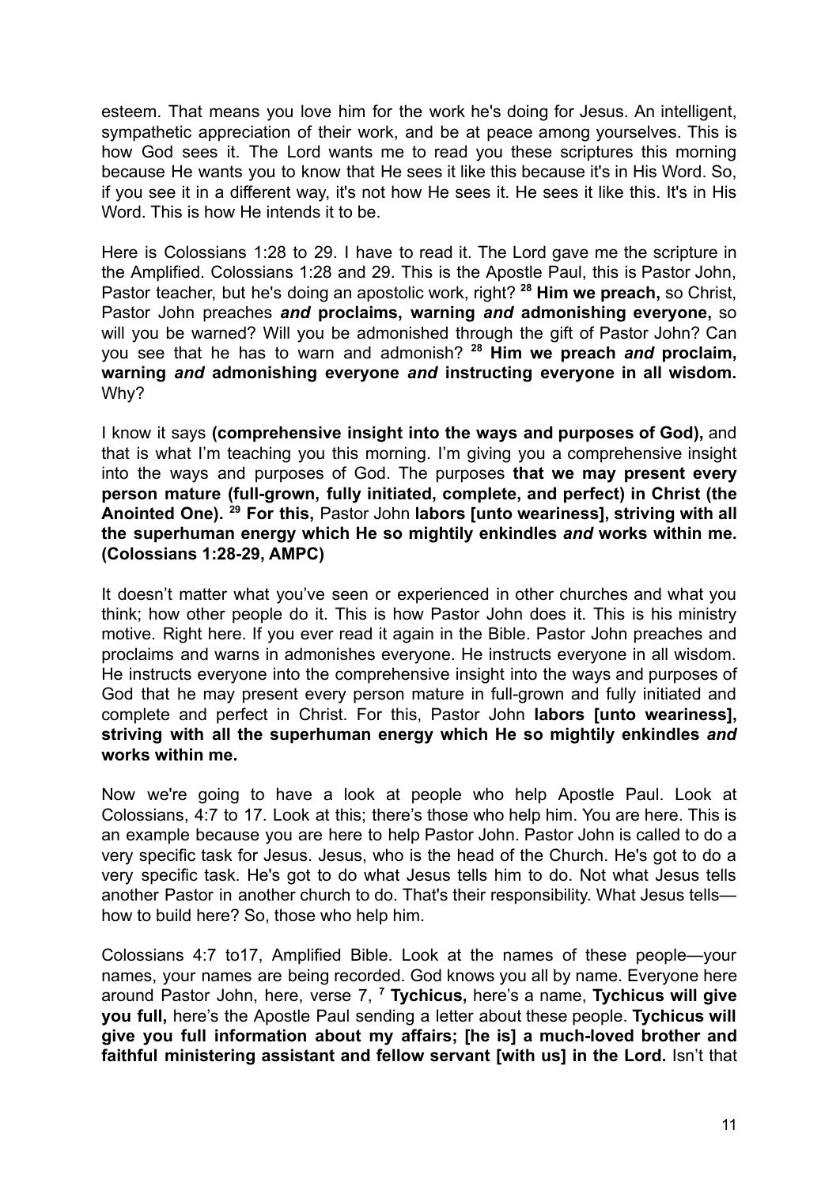esteem. That means you love him for the work he's doing for Jesus. An intelligent, sympathetic appreciation of their work, and be at peace among yourselves. This is how God sees it. The Lord wants me to read you these scriptures this morning because He wants you to know that He sees it like this because it's in His Word. So, if you see it in a different way, it's not how He sees it. He sees it like this. It's in His Word. This is how He intends it to be.

Here is Colossians 1:28 to 29. I have to read it. The Lord gave me the scripture in the Amplified. Colossians 1:28 and 29. This is the Apostle Paul, this is Pastor John, Pastor teacher, but he's doing an apostolic work, right? [28] **Him we preach,** so Christ, Pastor John preaches ***and* proclaims, warning *and* admonishing everyone,** so will you be warned? Will you be admonished through the gift of Pastor John? Can you see that he has to warn and admonish? [28] **Him we preach *and* proclaim, warning *and* admonishing everyone *and* instructing everyone in all wisdom.** Why?

I know it says **(comprehensive insight into the ways and purposes of God),** and that is what I'm teaching you this morning. I'm giving you a comprehensive insight into the ways and purposes of God. The purposes **that we may present every person mature (full-grown, fully initiated, complete, and perfect) in Christ (the Anointed One).** [29] **For this,** Pastor John **labors [unto weariness], striving with all the superhuman energy which He so mightily enkindles *and* works within me. (Colossians 1:28-29, AMPC)**

It doesn't matter what you've seen or experienced in other churches and what you think; how other people do it. This is how Pastor John does it. This is his ministry motive. Right here. If you ever read it again in the Bible. Pastor John preaches and proclaims and warns in admonishes everyone. He instructs everyone in all wisdom. He instructs everyone into the comprehensive insight into the ways and purposes of God that he may present every person mature in full-grown and fully initiated and complete and perfect in Christ. For this, Pastor John **labors [unto weariness], striving with all the superhuman energy which He so mightily enkindles *and* works within me.**

Now we're going to have a look at people who help Apostle Paul. Look at Colossians, 4:7 to 17. Look at this; there's those who help him. You are here. This is an example because you are here to help Pastor John. Pastor John is called to do a very specific task for Jesus. Jesus, who is the head of the Church. He's got to do a very specific task. He's got to do what Jesus tells him to do. Not what Jesus tells another Pastor in another church to do. That's their responsibility. What Jesus tells—how to build here? So, those who help him.

Colossians 4:7 to17, Amplified Bible. Look at the names of these people—your names, your names are being recorded. God knows you all by name. Everyone here around Pastor John, here, verse 7, [7] **Tychicus,** here's a name, **Tychicus will give you full,** here's the Apostle Paul sending a letter about these people. **Tychicus will give you full information about my affairs; [he is] a much-loved brother and faithful ministering assistant and fellow servant [with us] in the Lord.** Isn't that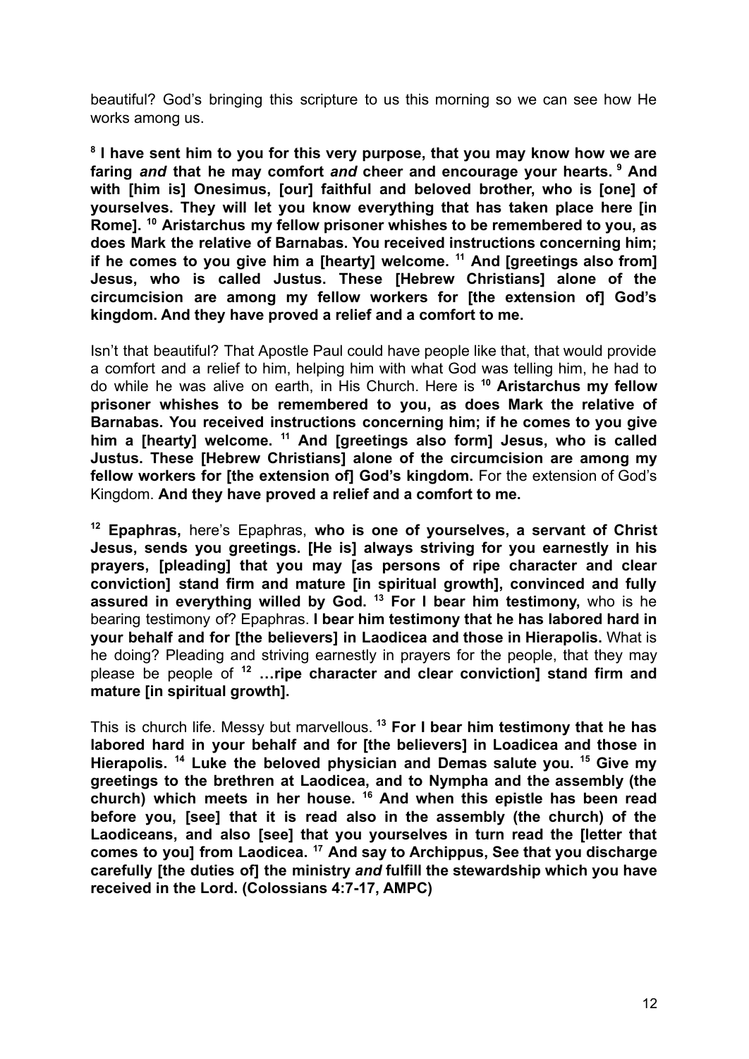beautiful? God's bringing this scripture to us this morning so we can see how He works among us.

**[8] I have sent him to you for this very purpose, that you may know how we are faring *and* that he may comfort *and* cheer and encourage your hearts. [9] And with [him is] Onesimus, [our] faithful and beloved brother, who is [one] of yourselves. They will let you know everything that has taken place here [in Rome]. [10] Aristarchus my fellow prisoner whishes to be remembered to you, as does Mark the relative of Barnabas. You received instructions concerning him; if he comes to you give him a [hearty] welcome. [11] And [greetings also from] Jesus, who is called Justus. These [Hebrew Christians] alone of the circumcision are among my fellow workers for [the extension of] God's kingdom. And they have proved a relief and a comfort to me.**

Isn't that beautiful? That Apostle Paul could have people like that, that would provide a comfort and a relief to him, helping him with what God was telling him, he had to do while he was alive on earth, in His Church. Here is **[10] Aristarchus my fellow prisoner whishes to be remembered to you, as does Mark the relative of Barnabas. You received instructions concerning him; if he comes to you give him a [hearty] welcome. [11] And [greetings also form] Jesus, who is called Justus. These [Hebrew Christians] alone of the circumcision are among my fellow workers for [the extension of] God's kingdom.** For the extension of God's Kingdom. **And they have proved a relief and a comfort to me.**

**[12] Epaphras,** here's Epaphras, **who is one of yourselves, a servant of Christ Jesus, sends you greetings. [He is] always striving for you earnestly in his prayers, [pleading] that you may [as persons of ripe character and clear conviction] stand firm and mature [in spiritual growth], convinced and fully assured in everything willed by God. [13] For I bear him testimony,** who is he bearing testimony of? Epaphras. **I bear him testimony that he has labored hard in your behalf and for [the believers] in Laodicea and those in Hierapolis.** What is he doing? Pleading and striving earnestly in prayers for the people, that they may please be people of **[12] …ripe character and clear conviction] stand firm and mature [in spiritual growth].**

This is church life. Messy but marvellous. **[13] For I bear him testimony that he has labored hard in your behalf and for [the believers] in Loadicea and those in Hierapolis. [14] Luke the beloved physician and Demas salute you. [15] Give my greetings to the brethren at Laodicea, and to Nympha and the assembly (the church) which meets in her house. [16] And when this epistle has been read before you, [see] that it is read also in the assembly (the church) of the Laodiceans, and also [see] that you yourselves in turn read the [letter that comes to you] from Laodicea. [17] And say to Archippus, See that you discharge carefully [the duties of] the ministry *and* fulfill the stewardship which you have received in the Lord. (Colossians 4:7-17, AMPC)**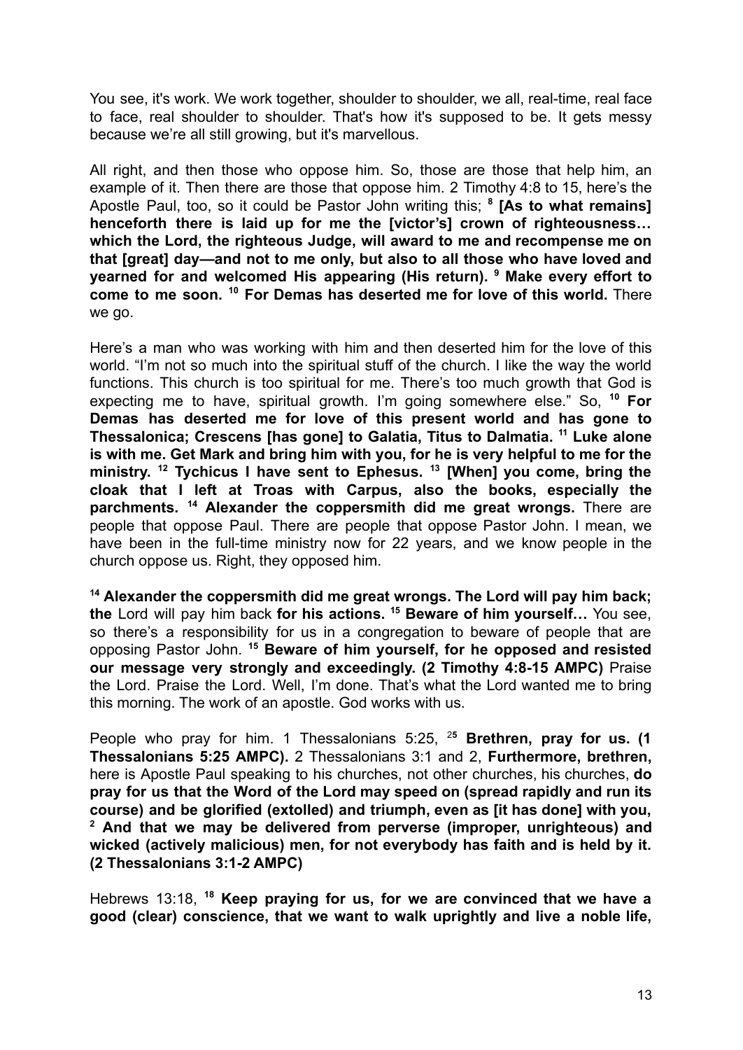You see, it's work. We work together, shoulder to shoulder, we all, real-time, real face to face, real shoulder to shoulder. That's how it's supposed to be. It gets messy because we're all still growing, but it's marvellous.

All right, and then those who oppose him. So, those are those that help him, an example of it. Then there are those that oppose him. 2 Timothy 4:8 to 15, here's the Apostle Paul, too, so it could be Pastor John writing this; **8 [As to what remains] henceforth there is laid up for me the [victor's] crown of righteousness… which the Lord, the righteous Judge, will award to me and recompense me on that [great] day—and not to me only, but also to all those who have loved and yearned for and welcomed His appearing (His return). 9 Make every effort to come to me soon. 10 For Demas has deserted me for love of this world.** There we go.

Here's a man who was working with him and then deserted him for the love of this world. "I'm not so much into the spiritual stuff of the church. I like the way the world functions. This church is too spiritual for me. There's too much growth that God is expecting me to have, spiritual growth. I'm going somewhere else." So, **10 For Demas has deserted me for love of this present world and has gone to Thessalonica; Crescens [has gone] to Galatia, Titus to Dalmatia. 11 Luke alone is with me. Get Mark and bring him with you, for he is very helpful to me for the ministry. 12 Tychicus I have sent to Ephesus. 13 [When] you come, bring the cloak that I left at Troas with Carpus, also the books, especially the parchments. 14 Alexander the coppersmith did me great wrongs.** There are people that oppose Paul. There are people that oppose Pastor John. I mean, we have been in the full-time ministry now for 22 years, and we know people in the church oppose us. Right, they opposed him.

**14 Alexander the coppersmith did me great wrongs. The Lord will pay him back; the** Lord will pay him back **for his actions. 15 Beware of him yourself…** You see, so there's a responsibility for us in a congregation to beware of people that are opposing Pastor John. **15 Beware of him yourself, for he opposed and resisted our message very strongly and exceedingly. (2 Timothy 4:8-15 AMPC)** Praise the Lord. Praise the Lord. Well, I'm done. That's what the Lord wanted me to bring this morning. The work of an apostle. God works with us.

People who pray for him. 1 Thessalonians 5:25, **25 Brethren, pray for us. (1 Thessalonians 5:25 AMPC).** 2 Thessalonians 3:1 and 2, **Furthermore, brethren,** here is Apostle Paul speaking to his churches, not other churches, his churches, **do pray for us that the Word of the Lord may speed on (spread rapidly and run its course) and be glorified (extolled) and triumph, even as [it has done] with you, 2 And that we may be delivered from perverse (improper, unrighteous) and wicked (actively malicious) men, for not everybody has faith and is held by it. (2 Thessalonians 3:1-2 AMPC)**

Hebrews 13:18, **18 Keep praying for us, for we are convinced that we have a good (clear) conscience, that we want to walk uprightly and live a noble life,**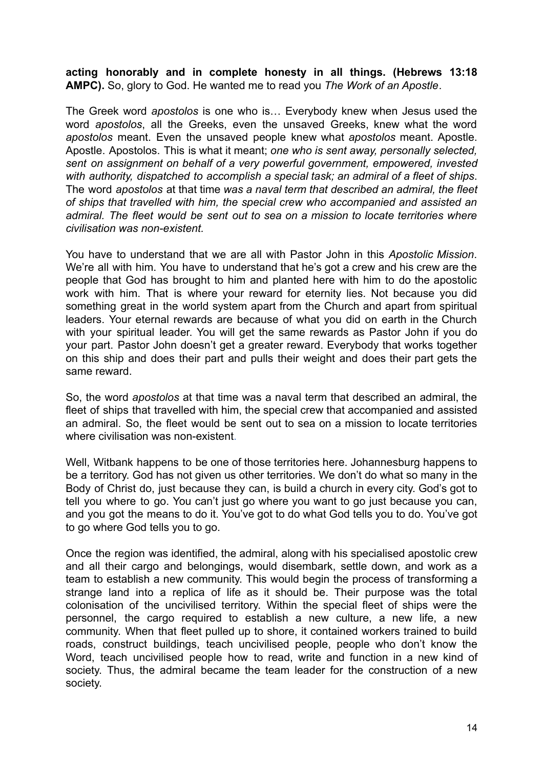**acting honorably and in complete honesty in all things. (Hebrews 13:18 AMPC).** So, glory to God. He wanted me to read you *The Work of an Apostle*.

The Greek word *apostolos* is one who is… Everybody knew when Jesus used the word *apostolos*, all the Greeks, even the unsaved Greeks, knew what the word *apostolos* meant. Even the unsaved people knew what *apostolos* meant. Apostle. Apostle. Apostolos. This is what it meant; *one who is sent away, personally selected, sent on assignment on behalf of a very powerful government, empowered, invested with authority, dispatched to accomplish a special task; an admiral of a fleet of ships*. The word *apostolos* at that time *was a naval term that described an admiral, the fleet of ships that travelled with him, the special crew who accompanied and assisted an admiral. The fleet would be sent out to sea on a mission to locate territories where civilisation was non-existent.*

You have to understand that we are all with Pastor John in this *Apostolic Mission*. We're all with him. You have to understand that he's got a crew and his crew are the people that God has brought to him and planted here with him to do the apostolic work with him. That is where your reward for eternity lies. Not because you did something great in the world system apart from the Church and apart from spiritual leaders. Your eternal rewards are because of what you did on earth in the Church with your spiritual leader. You will get the same rewards as Pastor John if you do your part. Pastor John doesn't get a greater reward. Everybody that works together on this ship and does their part and pulls their weight and does their part gets the same reward.

So, the word *apostolos* at that time was a naval term that described an admiral, the fleet of ships that travelled with him, the special crew that accompanied and assisted an admiral. So, the fleet would be sent out to sea on a mission to locate territories where civilisation was non-existent.

Well, Witbank happens to be one of those territories here. Johannesburg happens to be a territory. God has not given us other territories. We don't do what so many in the Body of Christ do, just because they can, is build a church in every city. God's got to tell you where to go. You can't just go where you want to go just because you can, and you got the means to do it. You've got to do what God tells you to do. You've got to go where God tells you to go.

Once the region was identified, the admiral, along with his specialised apostolic crew and all their cargo and belongings, would disembark, settle down, and work as a team to establish a new community. This would begin the process of transforming a strange land into a replica of life as it should be. Their purpose was the total colonisation of the uncivilised territory. Within the special fleet of ships were the personnel, the cargo required to establish a new culture, a new life, a new community. When that fleet pulled up to shore, it contained workers trained to build roads, construct buildings, teach uncivilised people, people who don't know the Word, teach uncivilised people how to read, write and function in a new kind of society. Thus, the admiral became the team leader for the construction of a new society.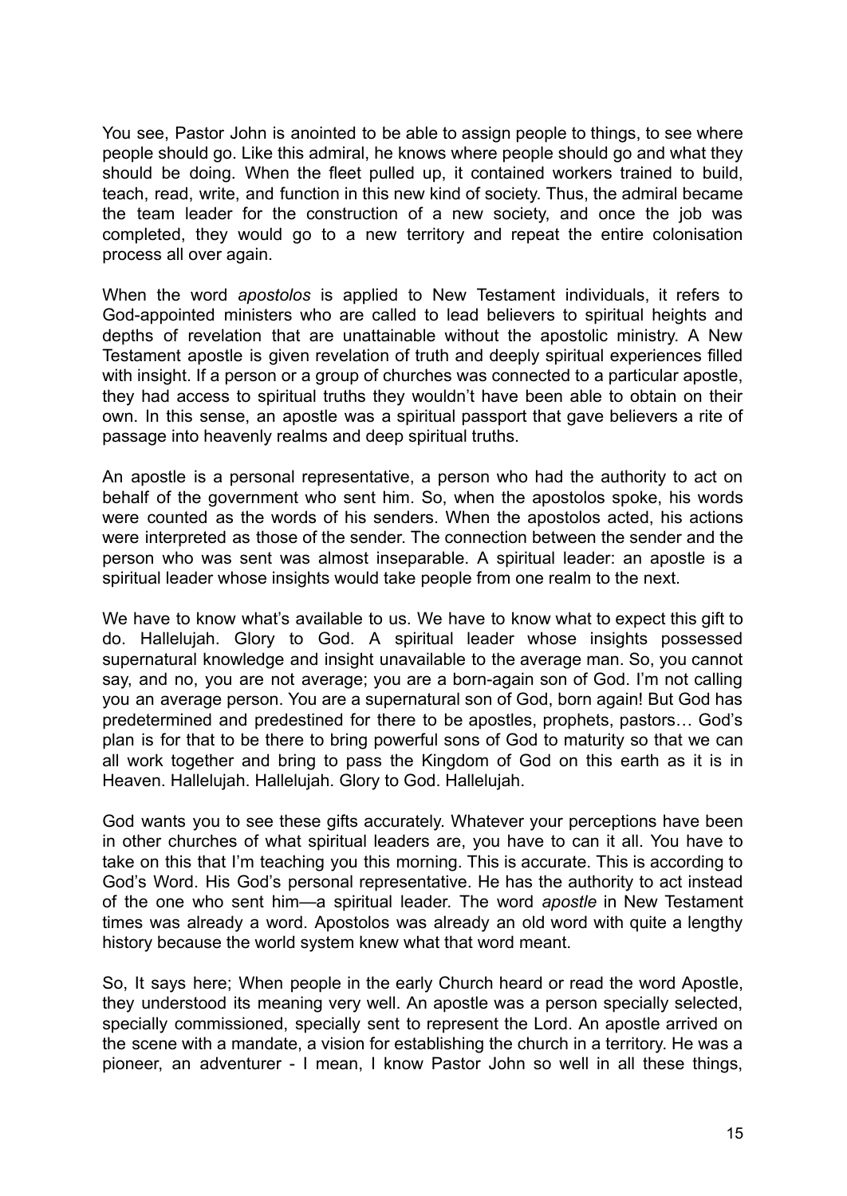You see, Pastor John is anointed to be able to assign people to things, to see where people should go. Like this admiral, he knows where people should go and what they should be doing. When the fleet pulled up, it contained workers trained to build, teach, read, write, and function in this new kind of society. Thus, the admiral became the team leader for the construction of a new society, and once the job was completed, they would go to a new territory and repeat the entire colonisation process all over again.

When the word *apostolos* is applied to New Testament individuals, it refers to God-appointed ministers who are called to lead believers to spiritual heights and depths of revelation that are unattainable without the apostolic ministry. A New Testament apostle is given revelation of truth and deeply spiritual experiences filled with insight. If a person or a group of churches was connected to a particular apostle, they had access to spiritual truths they wouldn't have been able to obtain on their own. In this sense, an apostle was a spiritual passport that gave believers a rite of passage into heavenly realms and deep spiritual truths.

An apostle is a personal representative, a person who had the authority to act on behalf of the government who sent him. So, when the apostolos spoke, his words were counted as the words of his senders. When the apostolos acted, his actions were interpreted as those of the sender. The connection between the sender and the person who was sent was almost inseparable. A spiritual leader: an apostle is a spiritual leader whose insights would take people from one realm to the next.

We have to know what's available to us. We have to know what to expect this gift to do. Hallelujah. Glory to God. A spiritual leader whose insights possessed supernatural knowledge and insight unavailable to the average man. So, you cannot say, and no, you are not average; you are a born-again son of God. I'm not calling you an average person. You are a supernatural son of God, born again! But God has predetermined and predestined for there to be apostles, prophets, pastors… God's plan is for that to be there to bring powerful sons of God to maturity so that we can all work together and bring to pass the Kingdom of God on this earth as it is in Heaven. Hallelujah. Hallelujah. Glory to God. Hallelujah.

God wants you to see these gifts accurately. Whatever your perceptions have been in other churches of what spiritual leaders are, you have to can it all. You have to take on this that I'm teaching you this morning. This is accurate. This is according to God's Word. His God's personal representative. He has the authority to act instead of the one who sent him—a spiritual leader. The word *apostle* in New Testament times was already a word. Apostolos was already an old word with quite a lengthy history because the world system knew what that word meant.

So, It says here; When people in the early Church heard or read the word Apostle, they understood its meaning very well. An apostle was a person specially selected, specially commissioned, specially sent to represent the Lord. An apostle arrived on the scene with a mandate, a vision for establishing the church in a territory. He was a pioneer, an adventurer - I mean, I know Pastor John so well in all these things,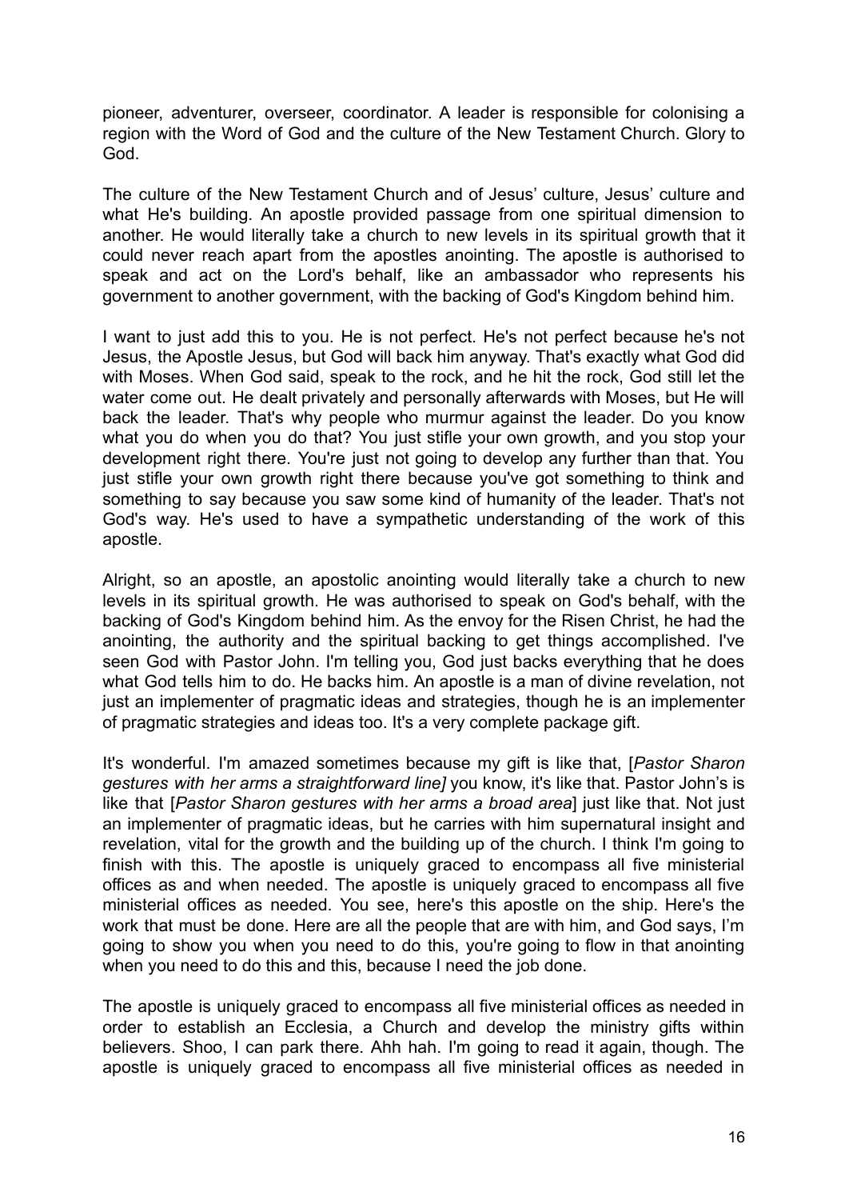pioneer, adventurer, overseer, coordinator. A leader is responsible for colonising a region with the Word of God and the culture of the New Testament Church. Glory to God.

The culture of the New Testament Church and of Jesus' culture, Jesus' culture and what He's building. An apostle provided passage from one spiritual dimension to another. He would literally take a church to new levels in its spiritual growth that it could never reach apart from the apostles anointing. The apostle is authorised to speak and act on the Lord's behalf, like an ambassador who represents his government to another government, with the backing of God's Kingdom behind him.

I want to just add this to you. He is not perfect. He's not perfect because he's not Jesus, the Apostle Jesus, but God will back him anyway. That's exactly what God did with Moses. When God said, speak to the rock, and he hit the rock, God still let the water come out. He dealt privately and personally afterwards with Moses, but He will back the leader. That's why people who murmur against the leader. Do you know what you do when you do that? You just stifle your own growth, and you stop your development right there. You're just not going to develop any further than that. You just stifle your own growth right there because you've got something to think and something to say because you saw some kind of humanity of the leader. That's not God's way. He's used to have a sympathetic understanding of the work of this apostle.

Alright, so an apostle, an apostolic anointing would literally take a church to new levels in its spiritual growth. He was authorised to speak on God's behalf, with the backing of God's Kingdom behind him. As the envoy for the Risen Christ, he had the anointing, the authority and the spiritual backing to get things accomplished. I've seen God with Pastor John. I'm telling you, God just backs everything that he does what God tells him to do. He backs him. An apostle is a man of divine revelation, not just an implementer of pragmatic ideas and strategies, though he is an implementer of pragmatic strategies and ideas too. It's a very complete package gift.

It's wonderful. I'm amazed sometimes because my gift is like that, [*Pastor Sharon gestures with her arms a straightforward line]* you know, it's like that. Pastor John's is like that [*Pastor Sharon gestures with her arms a broad area*] just like that. Not just an implementer of pragmatic ideas, but he carries with him supernatural insight and revelation, vital for the growth and the building up of the church. I think I'm going to finish with this. The apostle is uniquely graced to encompass all five ministerial offices as and when needed. The apostle is uniquely graced to encompass all five ministerial offices as needed. You see, here's this apostle on the ship. Here's the work that must be done. Here are all the people that are with him, and God says, I'm going to show you when you need to do this, you're going to flow in that anointing when you need to do this and this, because I need the job done.

The apostle is uniquely graced to encompass all five ministerial offices as needed in order to establish an Ecclesia, a Church and develop the ministry gifts within believers. Shoo, I can park there. Ahh hah. I'm going to read it again, though. The apostle is uniquely graced to encompass all five ministerial offices as needed in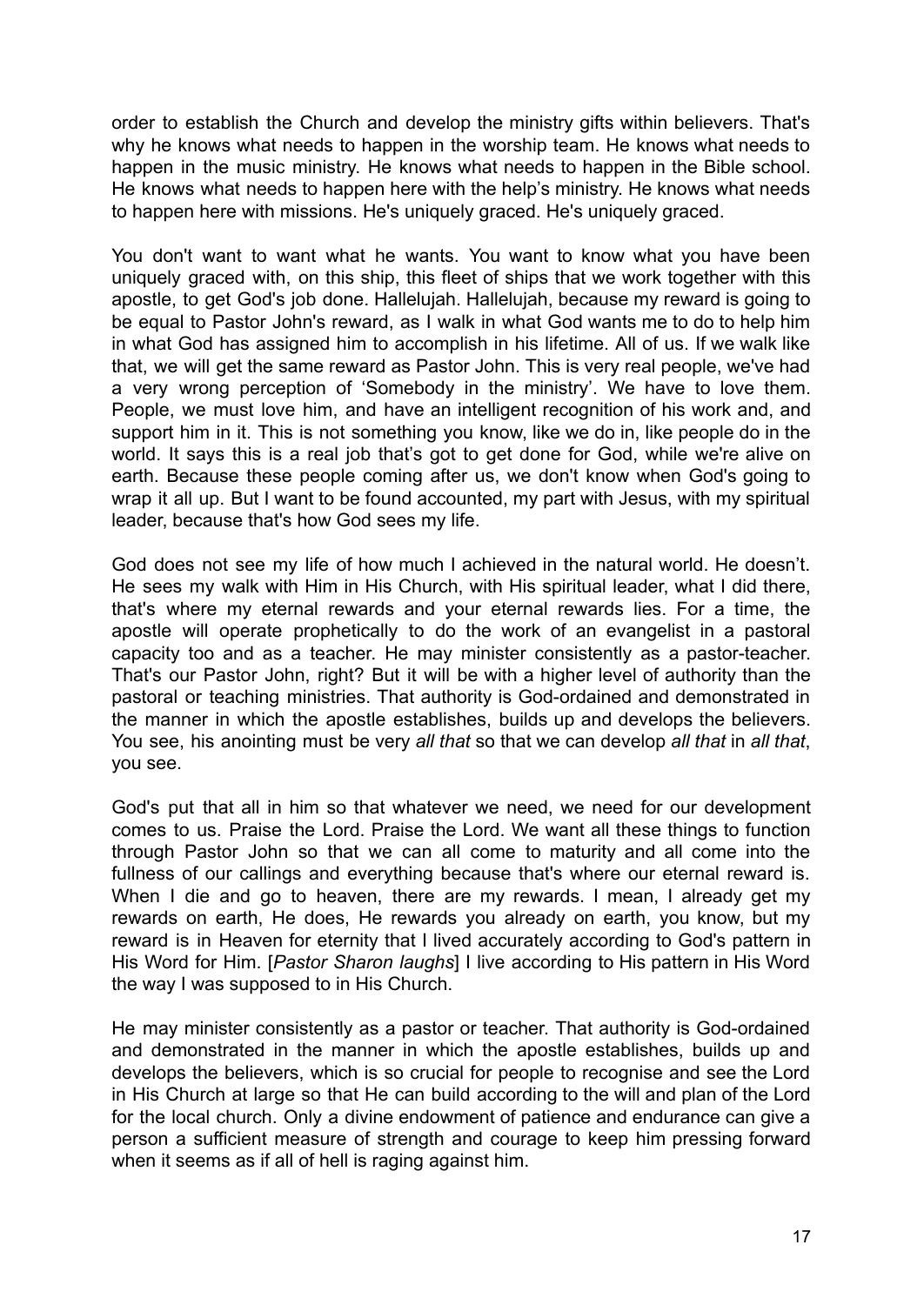order to establish the Church and develop the ministry gifts within believers. That's why he knows what needs to happen in the worship team. He knows what needs to happen in the music ministry. He knows what needs to happen in the Bible school. He knows what needs to happen here with the help's ministry. He knows what needs to happen here with missions. He's uniquely graced. He's uniquely graced.

You don't want to want what he wants. You want to know what you have been uniquely graced with, on this ship, this fleet of ships that we work together with this apostle, to get God's job done. Hallelujah. Hallelujah, because my reward is going to be equal to Pastor John's reward, as I walk in what God wants me to do to help him in what God has assigned him to accomplish in his lifetime. All of us. If we walk like that, we will get the same reward as Pastor John. This is very real people, we've had a very wrong perception of 'Somebody in the ministry'. We have to love them. People, we must love him, and have an intelligent recognition of his work and, and support him in it. This is not something you know, like we do in, like people do in the world. It says this is a real job that's got to get done for God, while we're alive on earth. Because these people coming after us, we don't know when God's going to wrap it all up. But I want to be found accounted, my part with Jesus, with my spiritual leader, because that's how God sees my life.

God does not see my life of how much I achieved in the natural world. He doesn't. He sees my walk with Him in His Church, with His spiritual leader, what I did there, that's where my eternal rewards and your eternal rewards lies. For a time, the apostle will operate prophetically to do the work of an evangelist in a pastoral capacity too and as a teacher. He may minister consistently as a pastor-teacher. That's our Pastor John, right? But it will be with a higher level of authority than the pastoral or teaching ministries. That authority is God-ordained and demonstrated in the manner in which the apostle establishes, builds up and develops the believers. You see, his anointing must be very *all that* so that we can develop *all that* in *all that*, you see.

God's put that all in him so that whatever we need, we need for our development comes to us. Praise the Lord. Praise the Lord. We want all these things to function through Pastor John so that we can all come to maturity and all come into the fullness of our callings and everything because that's where our eternal reward is. When I die and go to heaven, there are my rewards. I mean, I already get my rewards on earth, He does, He rewards you already on earth, you know, but my reward is in Heaven for eternity that I lived accurately according to God's pattern in His Word for Him. [*Pastor Sharon laughs*] I live according to His pattern in His Word the way I was supposed to in His Church.

He may minister consistently as a pastor or teacher. That authority is God-ordained and demonstrated in the manner in which the apostle establishes, builds up and develops the believers, which is so crucial for people to recognise and see the Lord in His Church at large so that He can build according to the will and plan of the Lord for the local church. Only a divine endowment of patience and endurance can give a person a sufficient measure of strength and courage to keep him pressing forward when it seems as if all of hell is raging against him.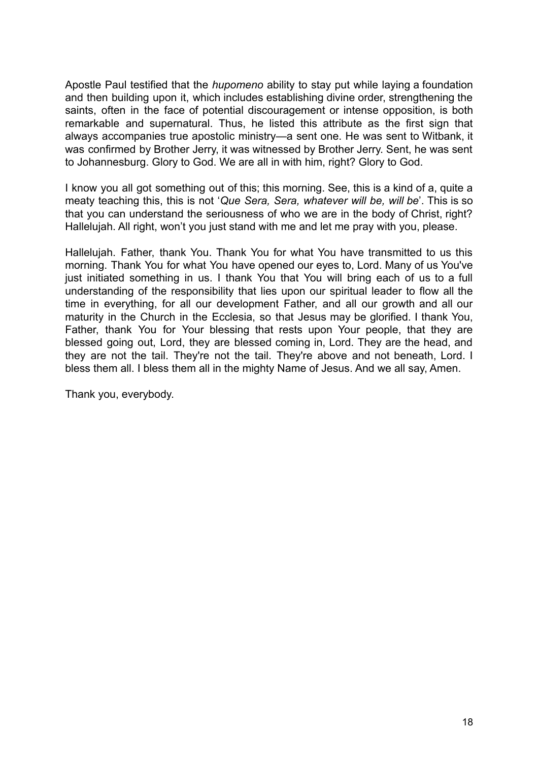Apostle Paul testified that the *hupomeno* ability to stay put while laying a foundation and then building upon it, which includes establishing divine order, strengthening the saints, often in the face of potential discouragement or intense opposition, is both remarkable and supernatural. Thus, he listed this attribute as the first sign that always accompanies true apostolic ministry—a sent one. He was sent to Witbank, it was confirmed by Brother Jerry, it was witnessed by Brother Jerry. Sent, he was sent to Johannesburg. Glory to God. We are all in with him, right? Glory to God.

I know you all got something out of this; this morning. See, this is a kind of a, quite a meaty teaching this, this is not '*Que Sera, Sera, whatever will be, will be*'. This is so that you can understand the seriousness of who we are in the body of Christ, right? Hallelujah. All right, won't you just stand with me and let me pray with you, please.

Hallelujah. Father, thank You. Thank You for what You have transmitted to us this morning. Thank You for what You have opened our eyes to, Lord. Many of us You've just initiated something in us. I thank You that You will bring each of us to a full understanding of the responsibility that lies upon our spiritual leader to flow all the time in everything, for all our development Father, and all our growth and all our maturity in the Church in the Ecclesia, so that Jesus may be glorified. I thank You, Father, thank You for Your blessing that rests upon Your people, that they are blessed going out, Lord, they are blessed coming in, Lord. They are the head, and they are not the tail. They're not the tail. They're above and not beneath, Lord. I bless them all. I bless them all in the mighty Name of Jesus. And we all say, Amen.

Thank you, everybody.